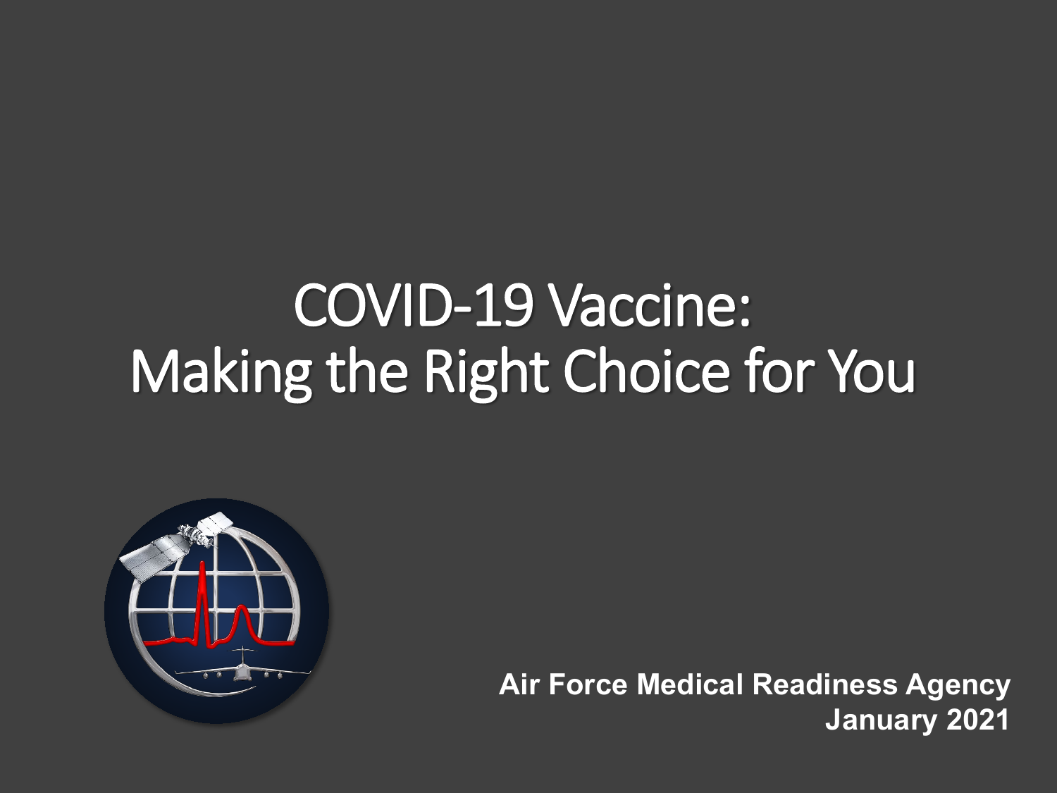# COVID-19 Vaccine: Making the Right Choice for You

**Air Force Medical Readiness Agency**
**January 2021**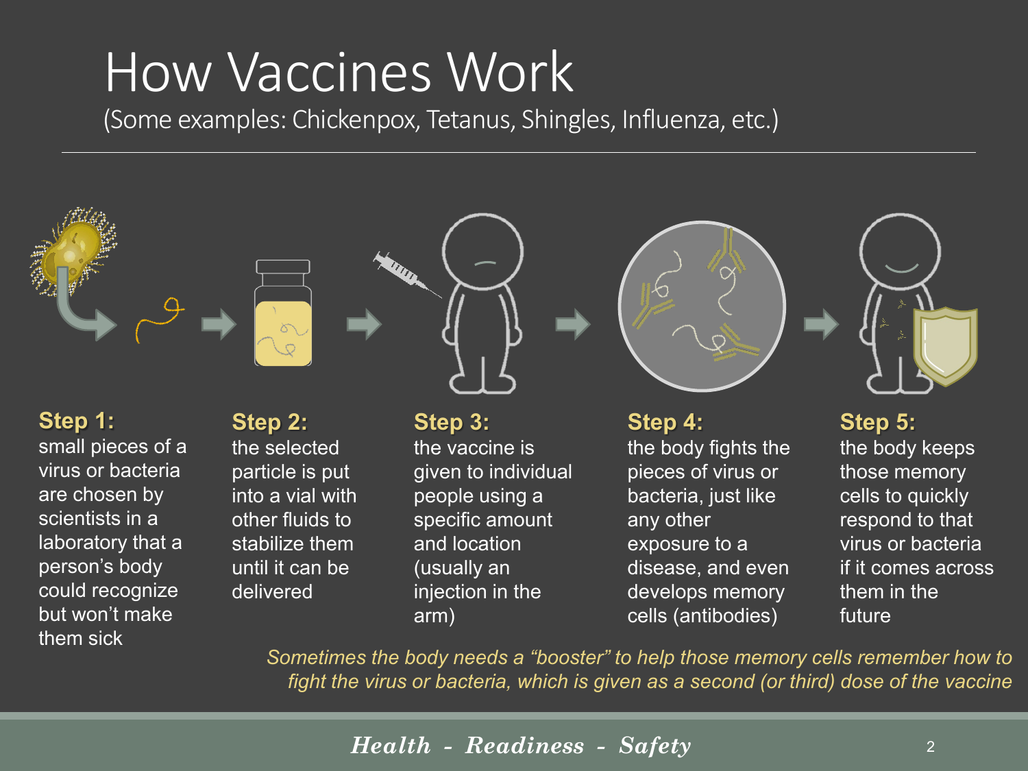# How Vaccines Work

(Some examples: Chickenpox, Tetanus, Shingles, Influenza, etc.)

**Step 1:**
small pieces of a virus or bacteria are chosen by scientists in a laboratory that a person's body could recognize but won't make them sick

**Step 2:**
the selected particle is put into a vial with other fluids to stabilize them until it can be delivered

**Step 3:**
the vaccine is given to individual people using a specific amount and location (usually an injection in the arm)

**Step 4:**
the body fights the pieces of virus or bacteria, just like any other exposure to a disease, and even develops memory cells (antibodies)

**Step 5:**
the body keeps those memory cells to quickly respond to that virus or bacteria if it comes across them in the future

*Sometimes the body needs a "booster" to help those memory cells remember how to fight the virus or bacteria, which is given as a second (or third) dose of the vaccine*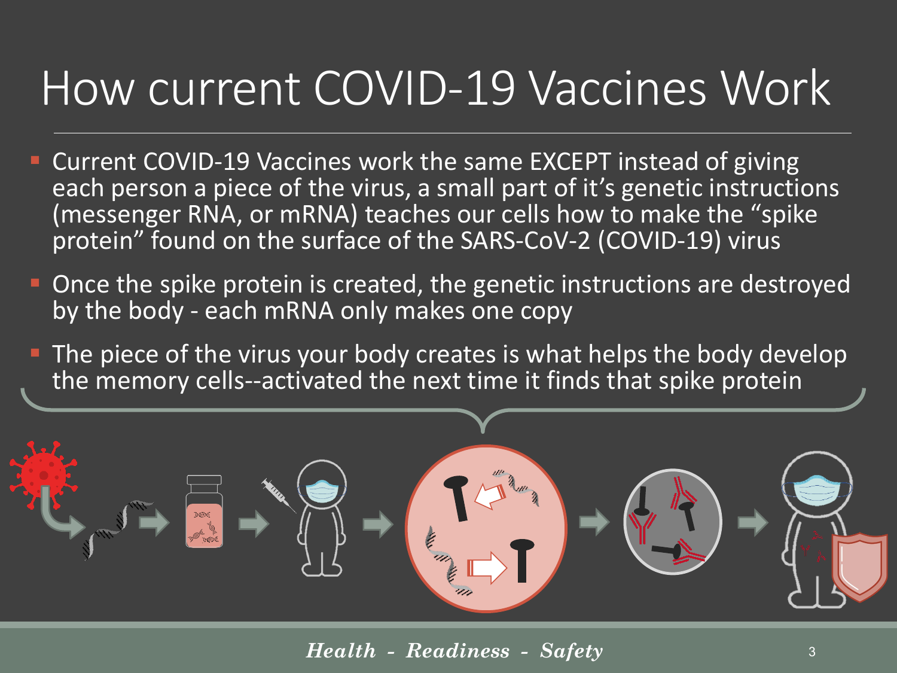# How current COVID-19 Vaccines Work

- Current COVID-19 Vaccines work the same EXCEPT instead of giving each person a piece of the virus, a small part of it's genetic instructions (messenger RNA, or mRNA) teaches our cells how to make the "spike protein" found on the surface of the SARS-CoV-2 (COVID-19) virus
- Once the spike protein is created, the genetic instructions are destroyed by the body - each mRNA only makes one copy
- The piece of the virus your body creates is what helps the body develop the memory cells--activated the next time it finds that spike protein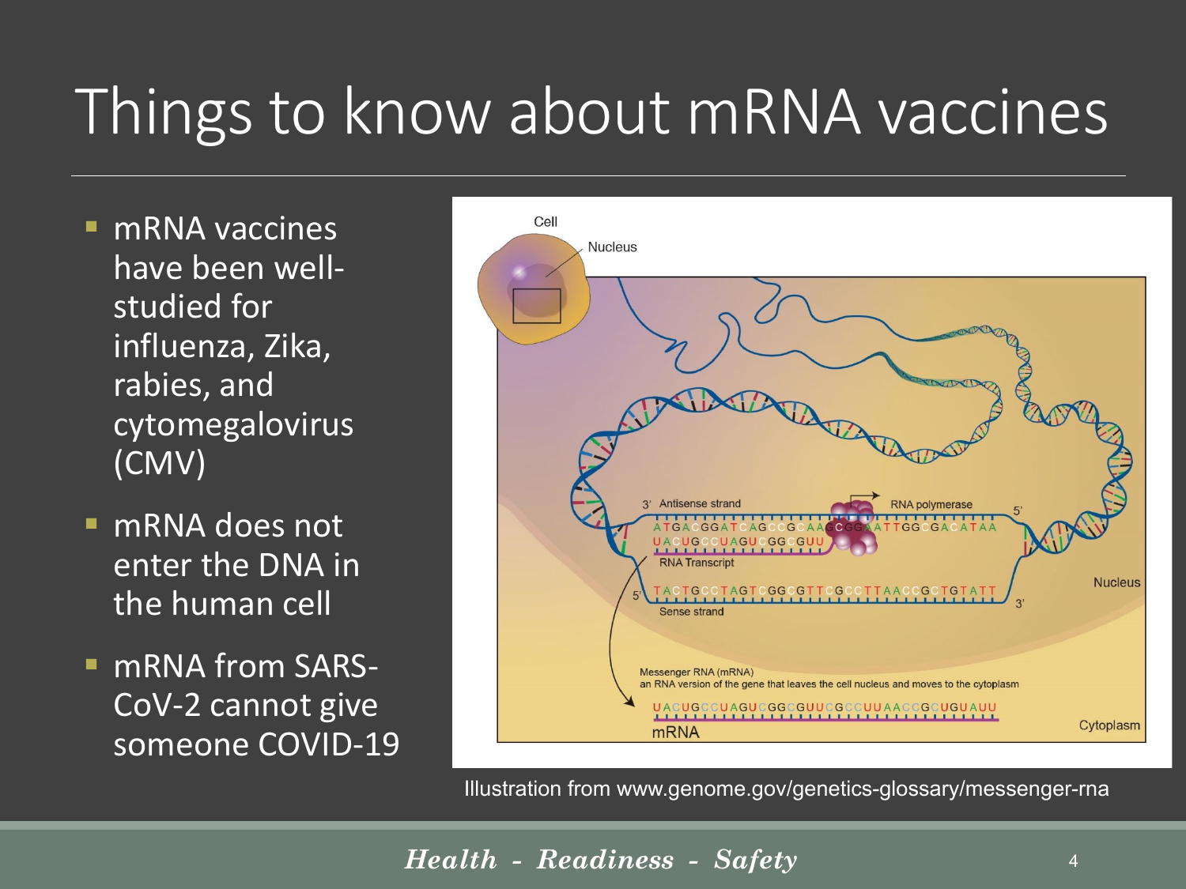# Things to know about mRNA vaccines

- mRNA vaccines have been well-studied for influenza, Zika, rabies, and cytomegalovirus (CMV)
- mRNA does not enter the DNA in the human cell
- mRNA from SARS-CoV-2 cannot give someone COVID-19

Illustration from www.genome.gov/genetics-glossary/messenger-rna

*Health - Readiness - Safety*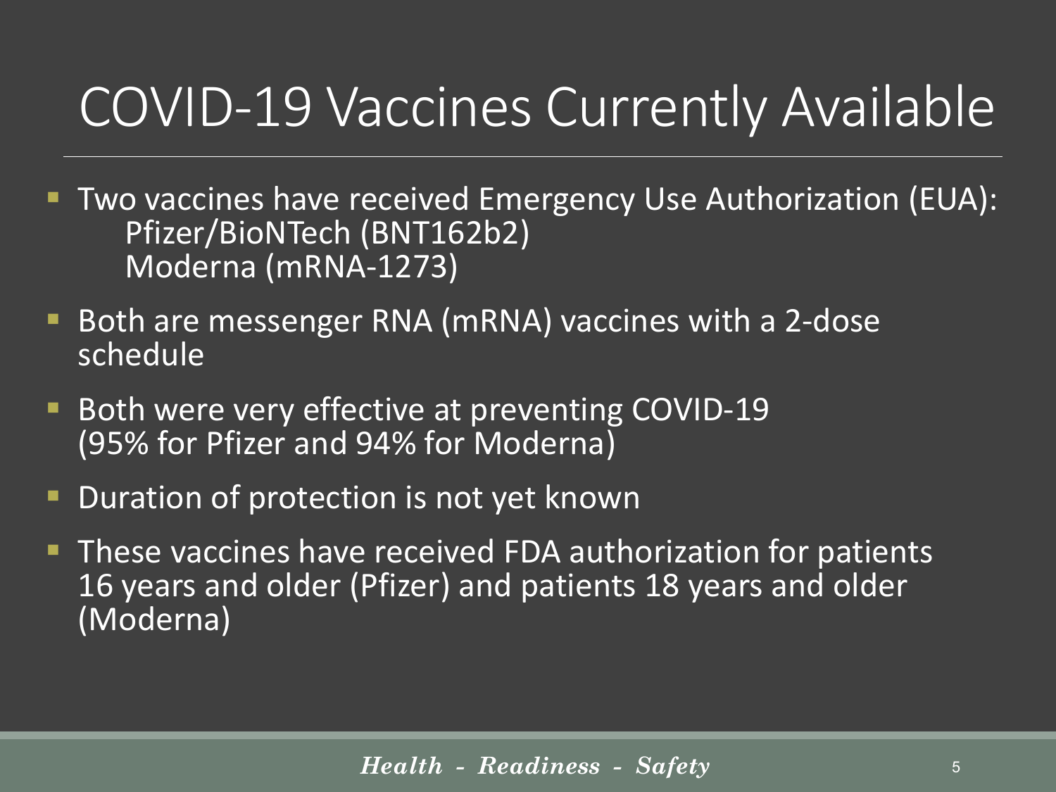# COVID-19 Vaccines Currently Available

- Two vaccines have received Emergency Use Authorization (EUA):
  - Pfizer/BioNTech (BNT162b2)
  - Moderna (mRNA-1273)
- Both are messenger RNA (mRNA) vaccines with a 2-dose schedule
- Both were very effective at preventing COVID-19 (95% for Pfizer and 94% for Moderna)
- Duration of protection is not yet known
- These vaccines have received FDA authorization for patients 16 years and older (Pfizer) and patients 18 years and older (Moderna)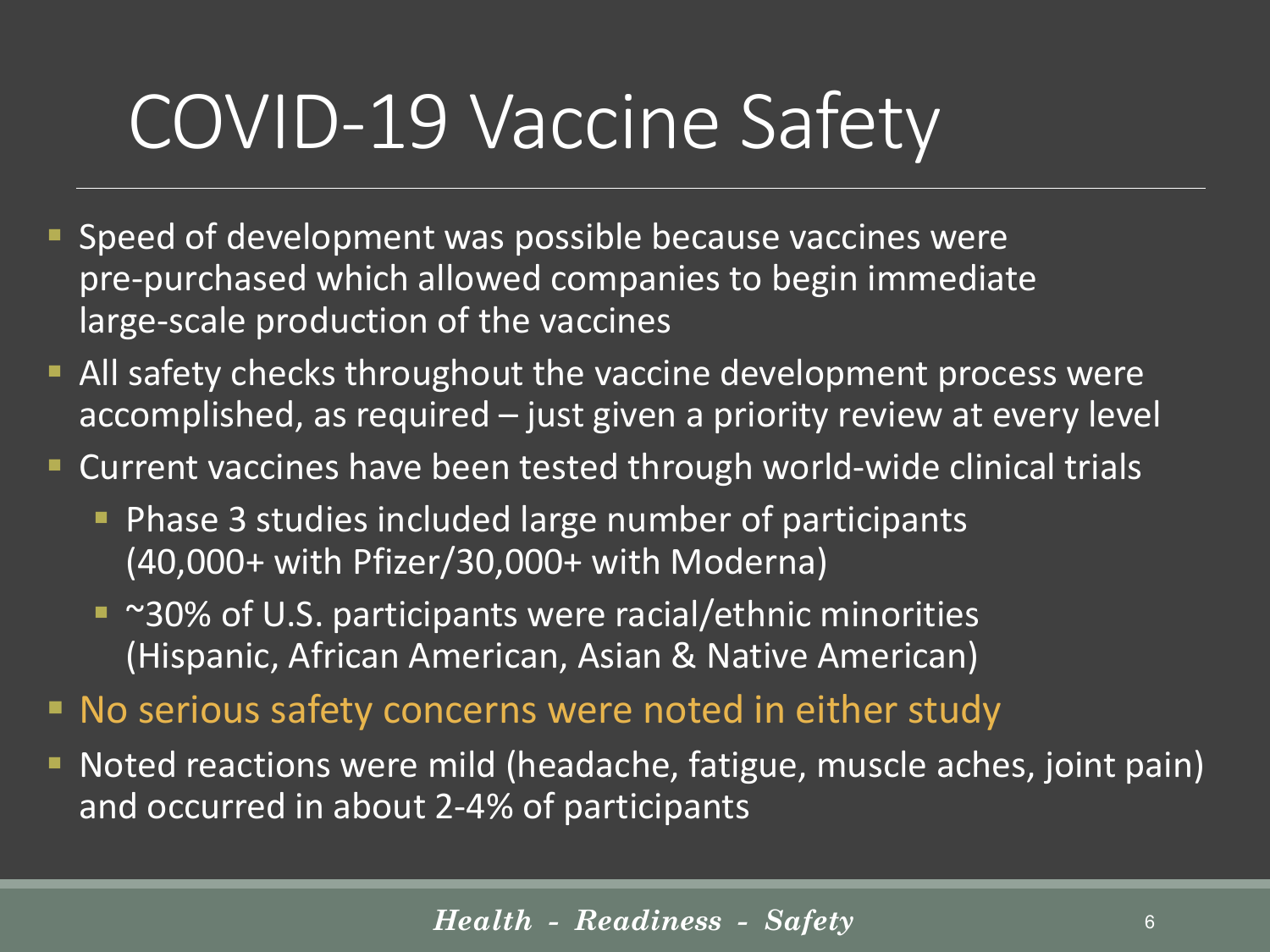# COVID-19 Vaccine Safety

- Speed of development was possible because vaccines were pre-purchased which allowed companies to begin immediate large-scale production of the vaccines
- All safety checks throughout the vaccine development process were accomplished, as required – just given a priority review at every level
- Current vaccines have been tested through world-wide clinical trials
  - Phase 3 studies included large number of participants (40,000+ with Pfizer/30,000+ with Moderna)
  - ~30% of U.S. participants were racial/ethnic minorities (Hispanic, African American, Asian & Native American)
- No serious safety concerns were noted in either study
- Noted reactions were mild (headache, fatigue, muscle aches, joint pain) and occurred in about 2-4% of participants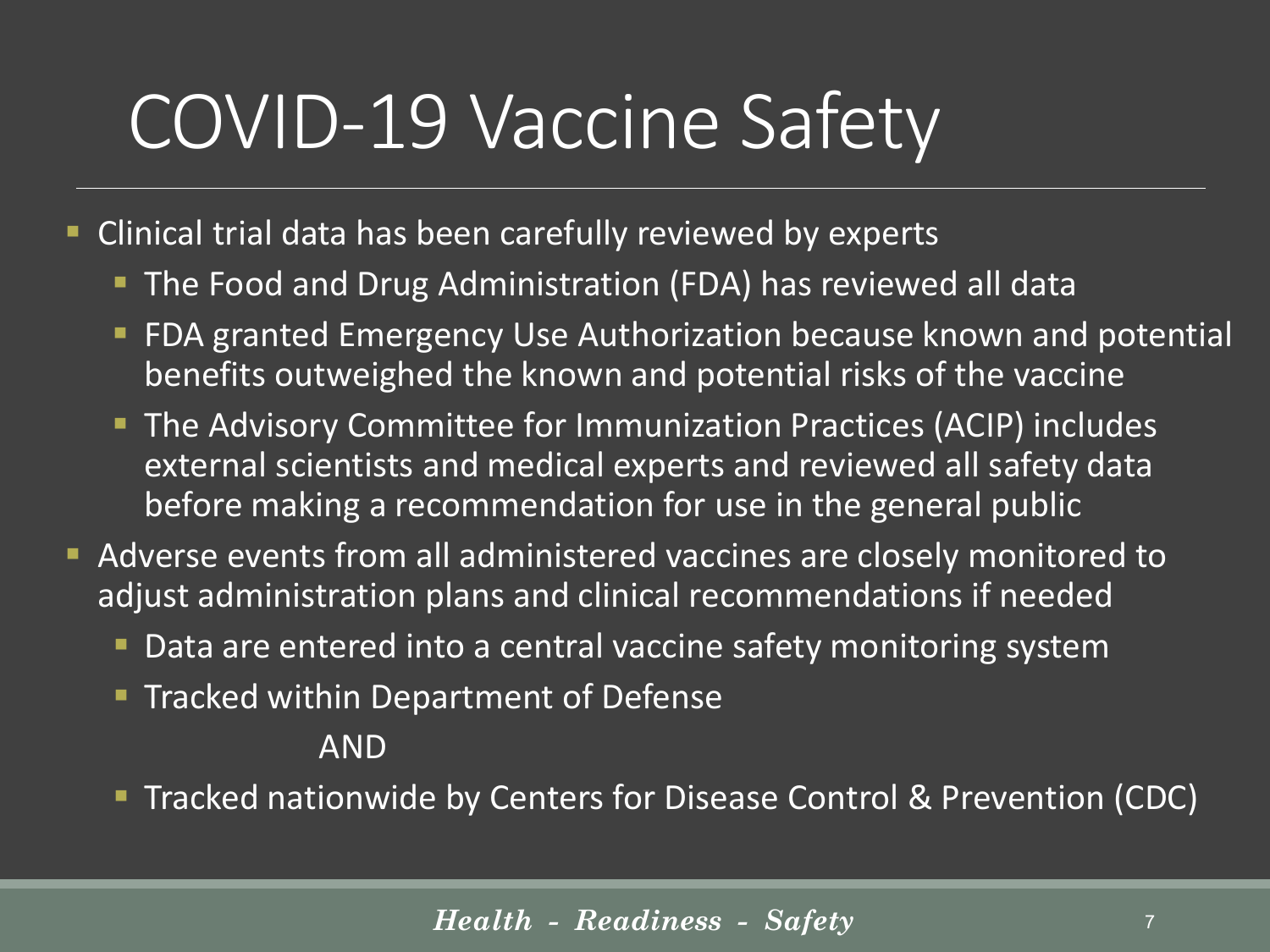# COVID-19 Vaccine Safety

- Clinical trial data has been carefully reviewed by experts
  - The Food and Drug Administration (FDA) has reviewed all data
  - FDA granted Emergency Use Authorization because known and potential benefits outweighed the known and potential risks of the vaccine
  - The Advisory Committee for Immunization Practices (ACIP) includes external scientists and medical experts and reviewed all safety data before making a recommendation for use in the general public
- Adverse events from all administered vaccines are closely monitored to adjust administration plans and clinical recommendations if needed
  - Data are entered into a central vaccine safety monitoring system
  - Tracked within Department of Defense

    AND

  - Tracked nationwide by Centers for Disease Control & Prevention (CDC)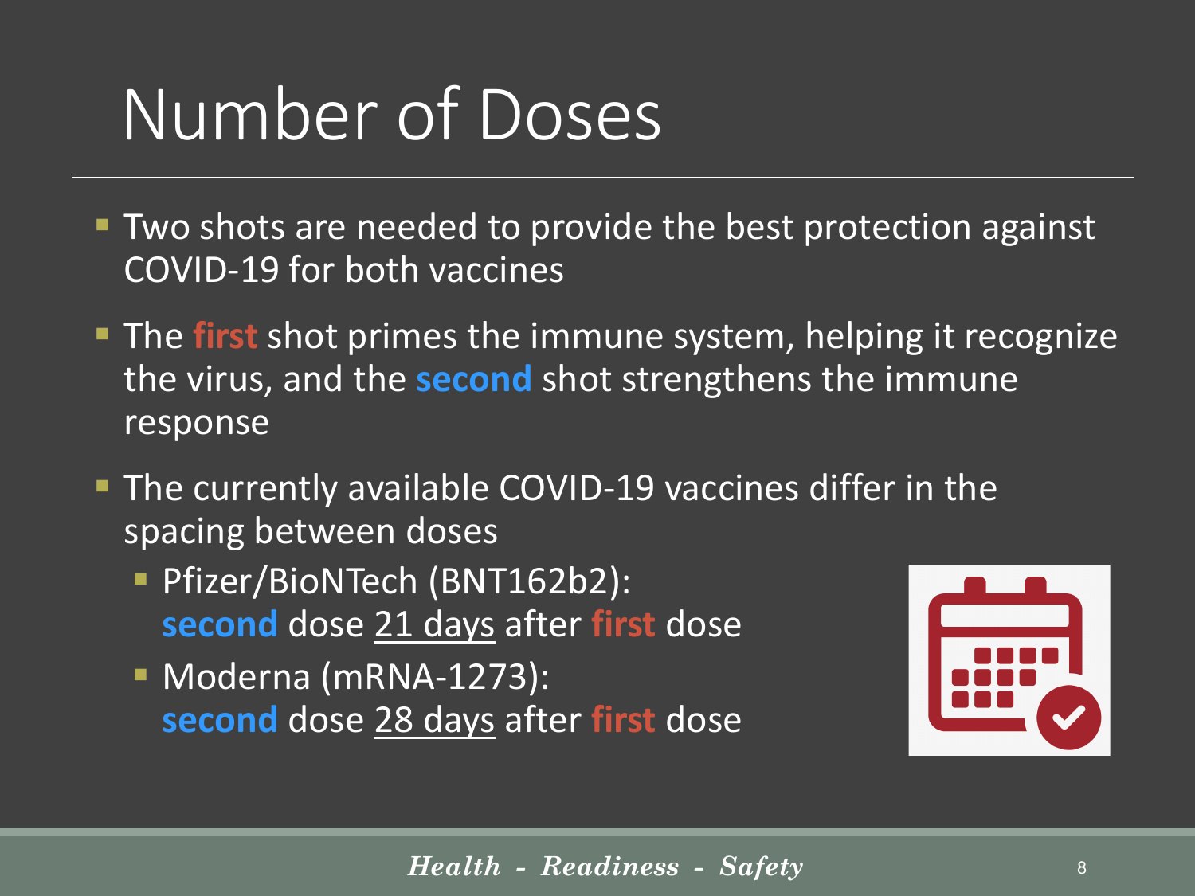# Number of Doses

- Two shots are needed to provide the best protection against COVID-19 for both vaccines
- The **first** shot primes the immune system, helping it recognize the virus, and the **second** shot strengthens the immune response
- The currently available COVID-19 vaccines differ in the spacing between doses
  - Pfizer/BioNTech (BNT162b2): **second** dose 21 days after **first** dose
  - Moderna (mRNA-1273): **second** dose 28 days after **first** dose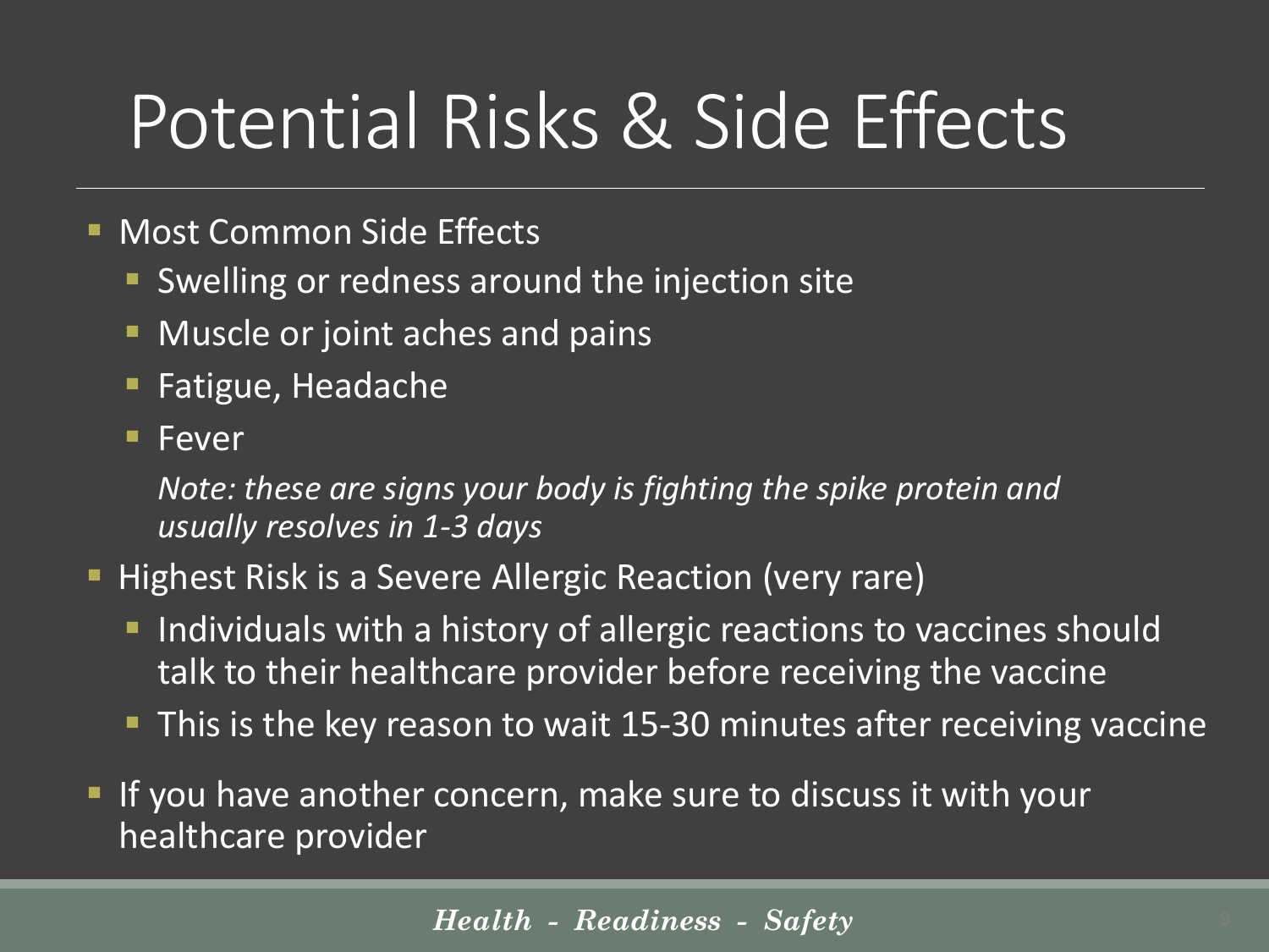# Potential Risks & Side Effects

- Most Common Side Effects
  - Swelling or redness around the injection site
  - Muscle or joint aches and pains
  - Fatigue, Headache
  - Fever

  *Note: these are signs your body is fighting the spike protein and usually resolves in 1-3 days*

- Highest Risk is a Severe Allergic Reaction (very rare)
  - Individuals with a history of allergic reactions to vaccines should talk to their healthcare provider before receiving the vaccine
  - This is the key reason to wait 15-30 minutes after receiving vaccine
- If you have another concern, make sure to discuss it with your healthcare provider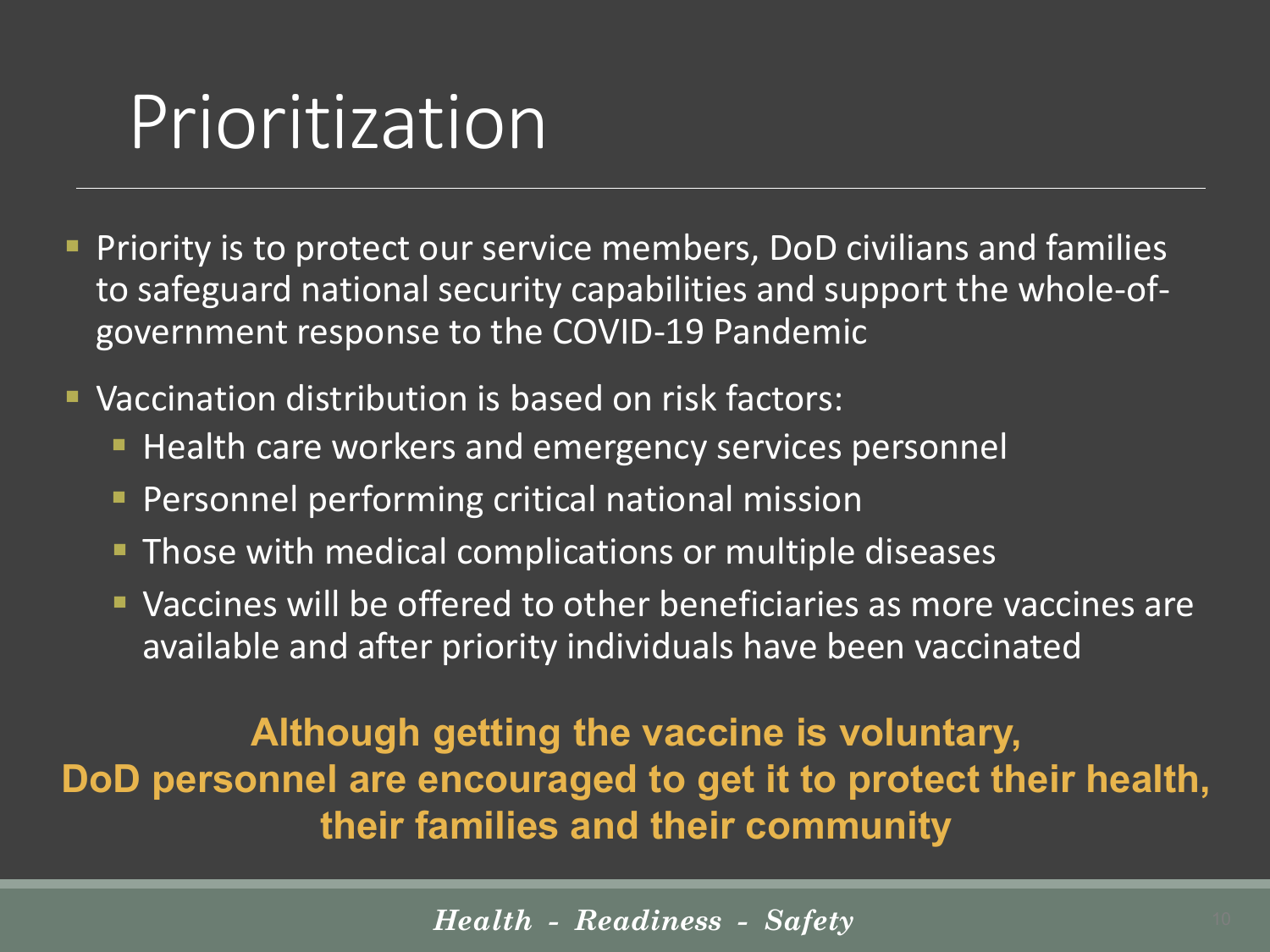# Prioritization

- Priority is to protect our service members, DoD civilians and families to safeguard national security capabilities and support the whole-of-government response to the COVID-19 Pandemic
- Vaccination distribution is based on risk factors:
  - Health care workers and emergency services personnel
  - Personnel performing critical national mission
  - Those with medical complications or multiple diseases
  - Vaccines will be offered to other beneficiaries as more vaccines are available and after priority individuals have been vaccinated

**Although getting the vaccine is voluntary, DoD personnel are encouraged to get it to protect their health, their families and their community**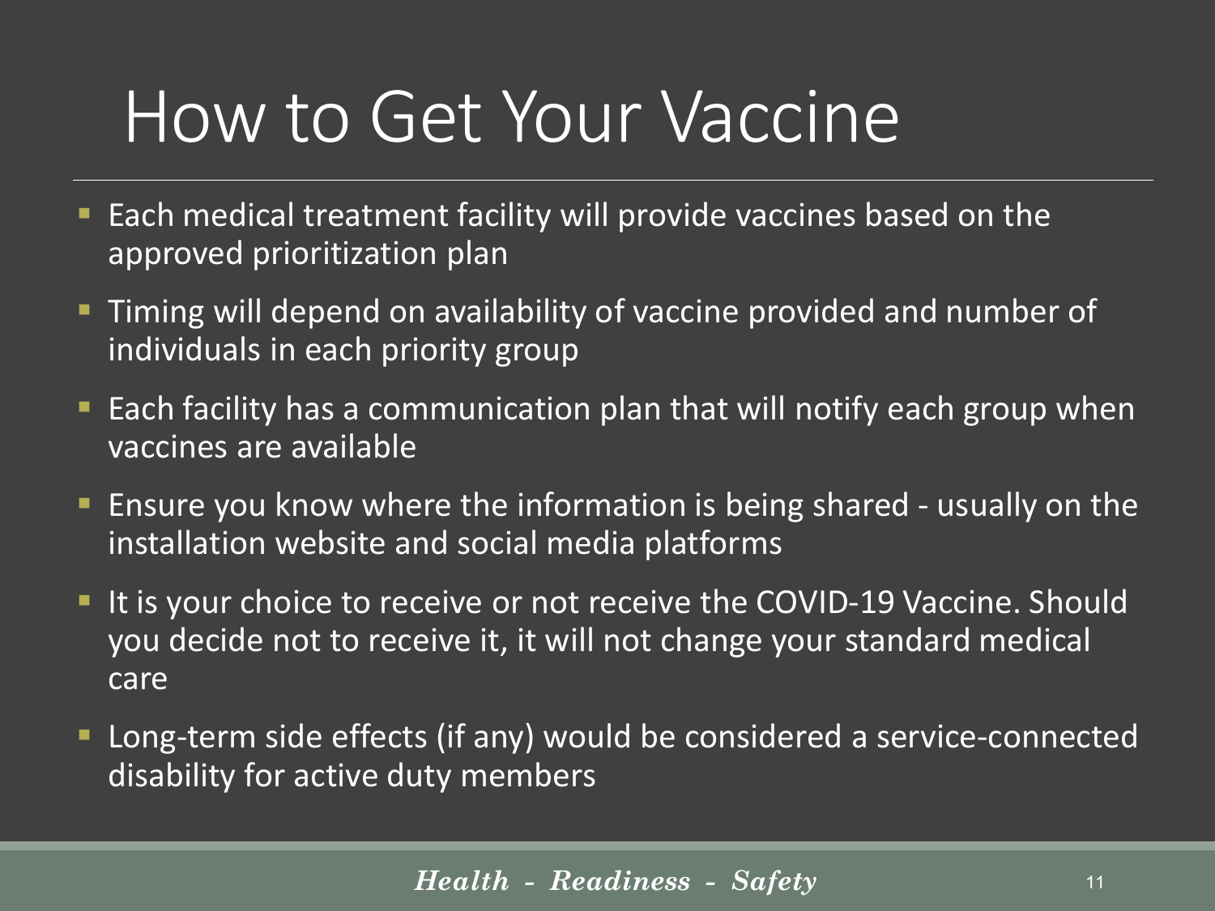# How to Get Your Vaccine

- Each medical treatment facility will provide vaccines based on the approved prioritization plan
- Timing will depend on availability of vaccine provided and number of individuals in each priority group
- Each facility has a communication plan that will notify each group when vaccines are available
- Ensure you know where the information is being shared - usually on the installation website and social media platforms
- It is your choice to receive or not receive the COVID-19 Vaccine. Should you decide not to receive it, it will not change your standard medical care
- Long-term side effects (if any) would be considered a service-connected disability for active duty members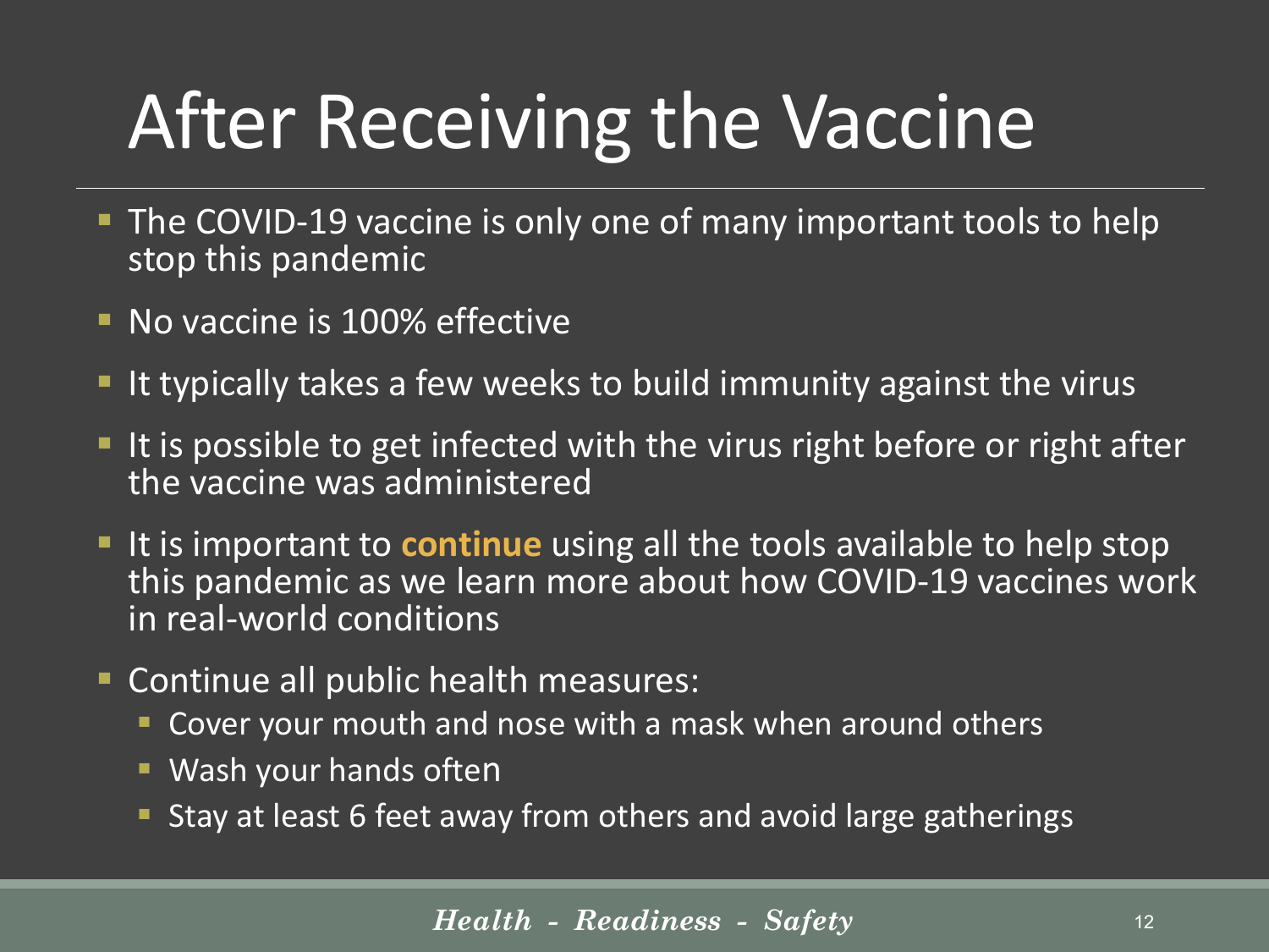# After Receiving the Vaccine

- The COVID-19 vaccine is only one of many important tools to help stop this pandemic
- No vaccine is 100% effective
- It typically takes a few weeks to build immunity against the virus
- It is possible to get infected with the virus right before or right after the vaccine was administered
- It is important to **continue** using all the tools available to help stop this pandemic as we learn more about how COVID-19 vaccines work in real-world conditions
- Continue all public health measures:
  - Cover your mouth and nose with a mask when around others
  - Wash your hands often
  - Stay at least 6 feet away from others and avoid large gatherings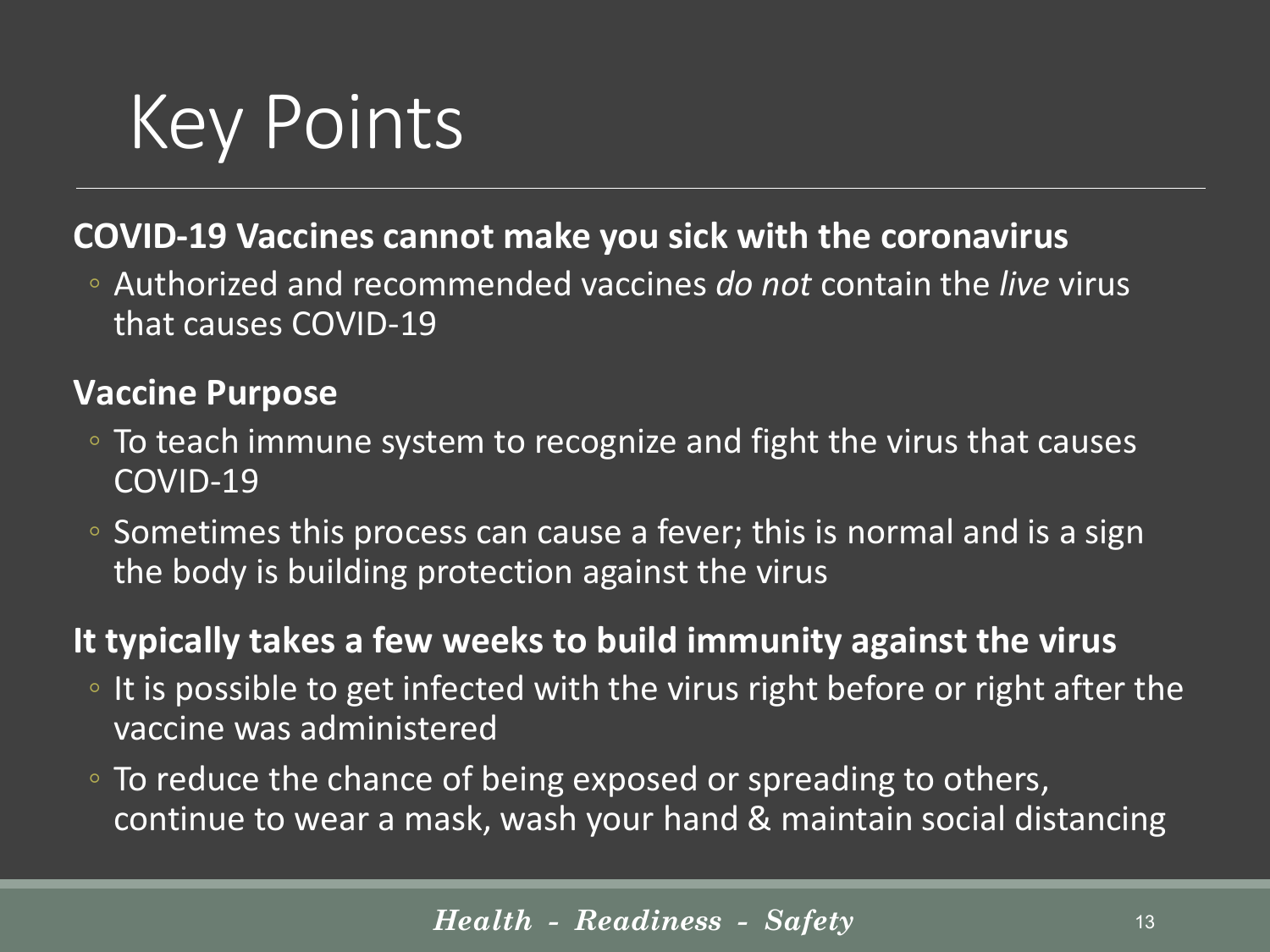# Key Points

**COVID-19 Vaccines cannot make you sick with the coronavirus**

- Authorized and recommended vaccines *do not* contain the *live* virus that causes COVID-19

**Vaccine Purpose**

- To teach immune system to recognize and fight the virus that causes COVID-19
- Sometimes this process can cause a fever; this is normal and is a sign the body is building protection against the virus

**It typically takes a few weeks to build immunity against the virus**

- It is possible to get infected with the virus right before or right after the vaccine was administered
- To reduce the chance of being exposed or spreading to others, continue to wear a mask, wash your hand & maintain social distancing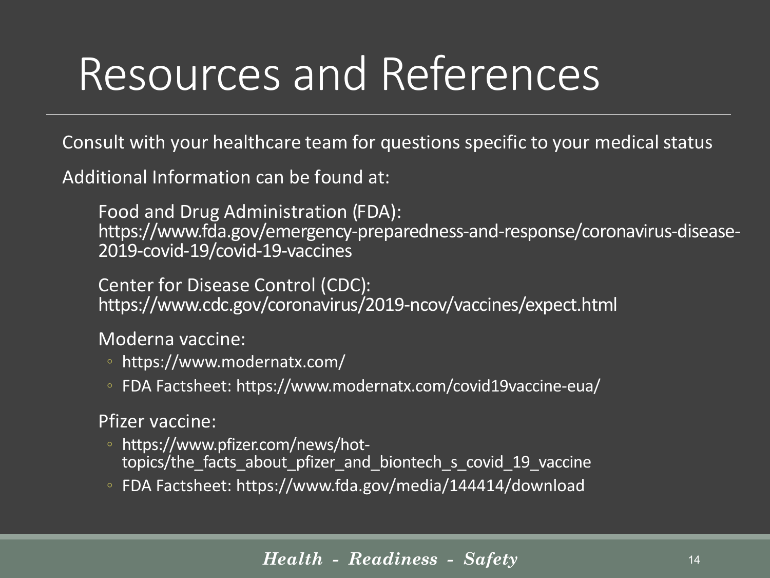# Resources and References

Consult with your healthcare team for questions specific to your medical status

Additional Information can be found at:

Food and Drug Administration (FDA):
https://www.fda.gov/emergency-preparedness-and-response/coronavirus-disease-2019-covid-19/covid-19-vaccines

Center for Disease Control (CDC):
https://www.cdc.gov/coronavirus/2019-ncov/vaccines/expect.html

Moderna vaccine:

- https://www.modernatx.com/
- FDA Factsheet: https://www.modernatx.com/covid19vaccine-eua/

Pfizer vaccine:

- https://www.pfizer.com/news/hot-topics/the_facts_about_pfizer_and_biontech_s_covid_19_vaccine
- FDA Factsheet: https://www.fda.gov/media/144414/download

***Health - Readiness - Safety***